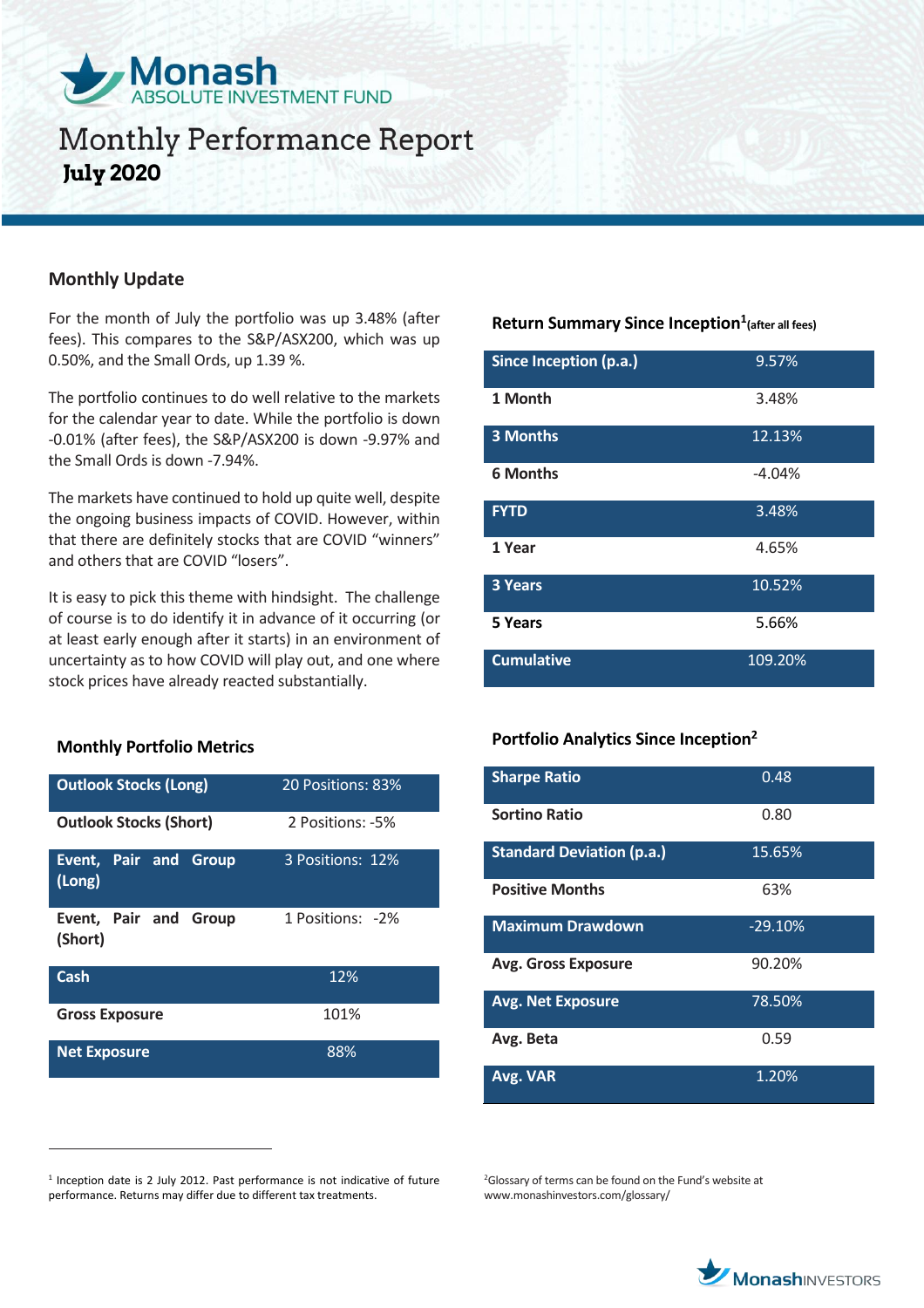# Monash ABSOLUTE INVESTMENT FUND

# Monthly Performance Report

## July 2020

## Monthly Update

For the month of July the portfolio was up 3.48% (after fees). This compares to the S&P/ASX200, which was up 0.50%, and the Small Ords, up 1.39 %.

The portfolio continues to do well relative to the markets for the calendar year to date. While the portfolio is down -0.01% (after fees), the S&P/ASX200 is down -9.97% and the Small Ords is down -7.94%.

The markets have continued to hold up quite well, despite the ongoing business impacts of COVID. However, within that there are definitely stocks that are COVID "winners" and others that are COVID "losers".

It is easy to pick this theme with hindsight. The challenge of course is to do identify it in advance of it occurring (or at least early enough after it starts) in an environment of uncertainty as to how COVID will play out, and one where stock prices have already reacted substantially.

### Return Summary Since Inception[1] (after all fees)

| | |
|---|---|
| **Since Inception (p.a.)** | 9.57% |
| **1 Month** | 3.48% |
| **3 Months** | 12.13% |
| **6 Months** | -4.04% |
| **FYTD** | 3.48% |
| **1 Year** | 4.65% |
| **3 Years** | 10.52% |
| **5 Years** | 5.66% |
| **Cumulative** | 109.20% |

### Monthly Portfolio Metrics

| | |
|---|---|
| **Outlook Stocks (Long)** | 20 Positions: 83% |
| **Outlook Stocks (Short)** | 2 Positions: -5% |
| **Event, Pair and Group (Long)** | 3 Positions: 12% |
| **Event, Pair and Group (Short)** | 1 Positions: -2% |
| **Cash** | 12% |
| **Gross Exposure** | 101% |
| **Net Exposure** | 88% |

### Portfolio Analytics Since Inception[2]

| | |
|---|---|
| **Sharpe Ratio** | 0.48 |
| **Sortino Ratio** | 0.80 |
| **Standard Deviation (p.a.)** | 15.65% |
| **Positive Months** | 63% |
| **Maximum Drawdown** | -29.10% |
| **Avg. Gross Exposure** | 90.20% |
| **Avg. Net Exposure** | 78.50% |
| **Avg. Beta** | 0.59 |
| **Avg. VAR** | 1.20% |

[1] Inception date is 2 July 2012. Past performance is not indicative of future performance. Returns may differ due to different tax treatments.

[2] Glossary of terms can be found on the Fund's website at www.monashinvestors.com/glossary/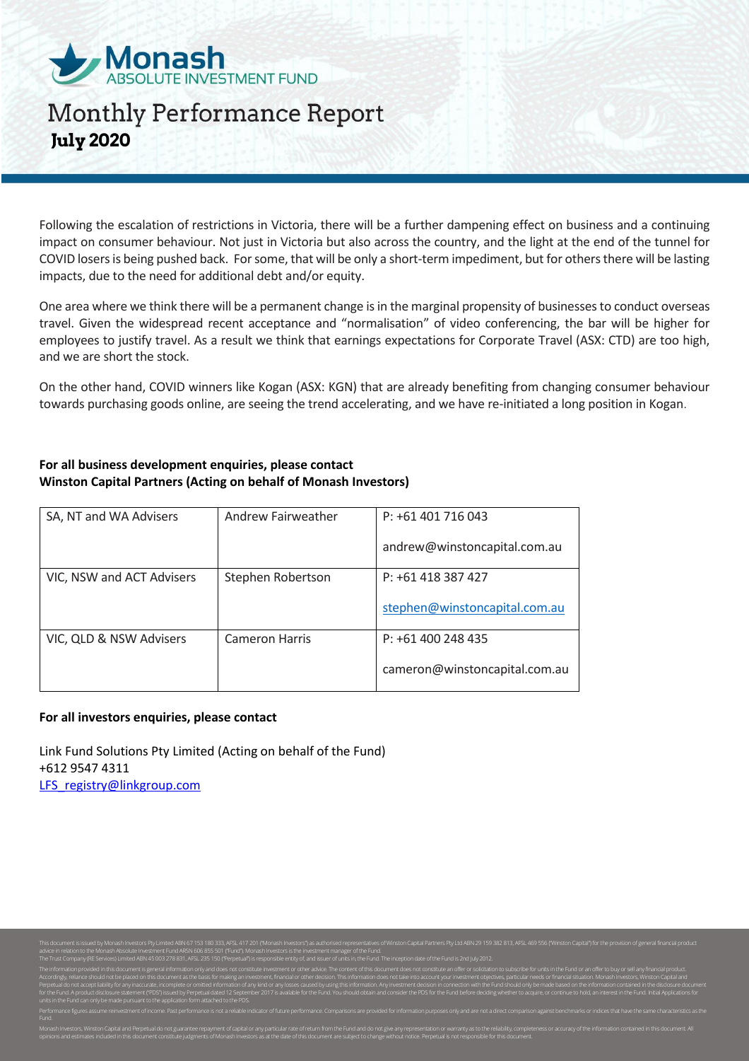# Monash ABSOLUTE INVESTMENT FUND

## Monthly Performance Report

**July 2020**

Following the escalation of restrictions in Victoria, there will be a further dampening effect on business and a continuing impact on consumer behaviour. Not just in Victoria but also across the country, and the light at the end of the tunnel for COVID losers is being pushed back. For some, that will be only a short-term impediment, but for others there will be lasting impacts, due to the need for additional debt and/or equity.

One area where we think there will be a permanent change is in the marginal propensity of businesses to conduct overseas travel. Given the widespread recent acceptance and "normalisation" of video conferencing, the bar will be higher for employees to justify travel. As a result we think that earnings expectations for Corporate Travel (ASX: CTD) are too high, and we are short the stock.

On the other hand, COVID winners like Kogan (ASX: KGN) that are already benefiting from changing consumer behaviour towards purchasing goods online, are seeing the trend accelerating, and we have re-initiated a long position in Kogan.

**For all business development enquiries, please contact**
**Winston Capital Partners (Acting on behalf of Monash Investors)**

| | | |
|---|---|---|
| SA, NT and WA Advisers | Andrew Fairweather | P: +61 401 716 043<br>andrew@winstoncapital.com.au |
| VIC, NSW and ACT Advisers | Stephen Robertson | P: +61 418 387 427<br>stephen@winstoncapital.com.au |
| VIC, QLD & NSW Advisers | Cameron Harris | P: +61 400 248 435<br>cameron@winstoncapital.com.au |

**For all investors enquiries, please contact**

Link Fund Solutions Pty Limited (Acting on behalf of the Fund)
+612 9547 4311
LFS_registry@linkgroup.com

This document is issued by Monash Investors Pty Limited ABN 67 153 180 333, AFSL 417 201 ("Monash Investors") as authorised representatives of Winston Capital Partners Pty Ltd ABN 29 159 382 813, AFSL 469 556 ("Winston Capital") for the provision of general financial product advice in relation to the Monash Absolute Investment Fund ARSN 606 855 501 ("Fund"). Monash Investors is the investment manager of the Fund. The Trust Company (RE Services) Limited ABN 45 003 278 831, AFSL 235 150 ("Perpetual") is responsible entity of, and issuer of units in, the Fund. The inception date of the Fund is 2nd July 2012.

The information provided in this document is general information only and does not constitute investment or other advice. The content of this document does not constitute an offer or solicitation to subscribe for units in the Fund or an offer to buy or sell any financial product. Accordingly, reliance should not be placed on this document as the basis for making an investment, financial or other decision. This information does not take into account your investment objectives, particular needs or financial situation. Monash Investors, Winston Capital and Perpetual do not accept liability for any inaccurate, incomplete or omitted information of any kind or any losses caused by using this information. Any investment decision in connection with the Fund should only be made based on the information contained in the disclosure document for the Fund. A product disclosure statement ("PDS") issued by Perpetual dated 12 September 2017 is available for the Fund. You should obtain and consider the PDS for the Fund before deciding whether to acquire, or continue to hold, an interest in the Fund. Initial Applications for units in the Fund can only be made pursuant to the application form attached to the PDS.

Performance figures assume reinvestment of income. Past performance is not a reliable indicator of future performance. Comparisons are provided for information purposes only and are not a direct comparison against benchmarks or indices that have the same characteristics as the Fund.

Monash Investors, Winston Capital and Perpetual do not guarantee repayment of capital or any particular rate of return from the Fund and do not give any representation or warranty as to the reliability, completeness or accuracy of the information contained in this document. All opinions and estimates included in this document constitute judgments of Monash Investors as at the date of this document are subject to change without notice. Perpetual is not responsible for this document.